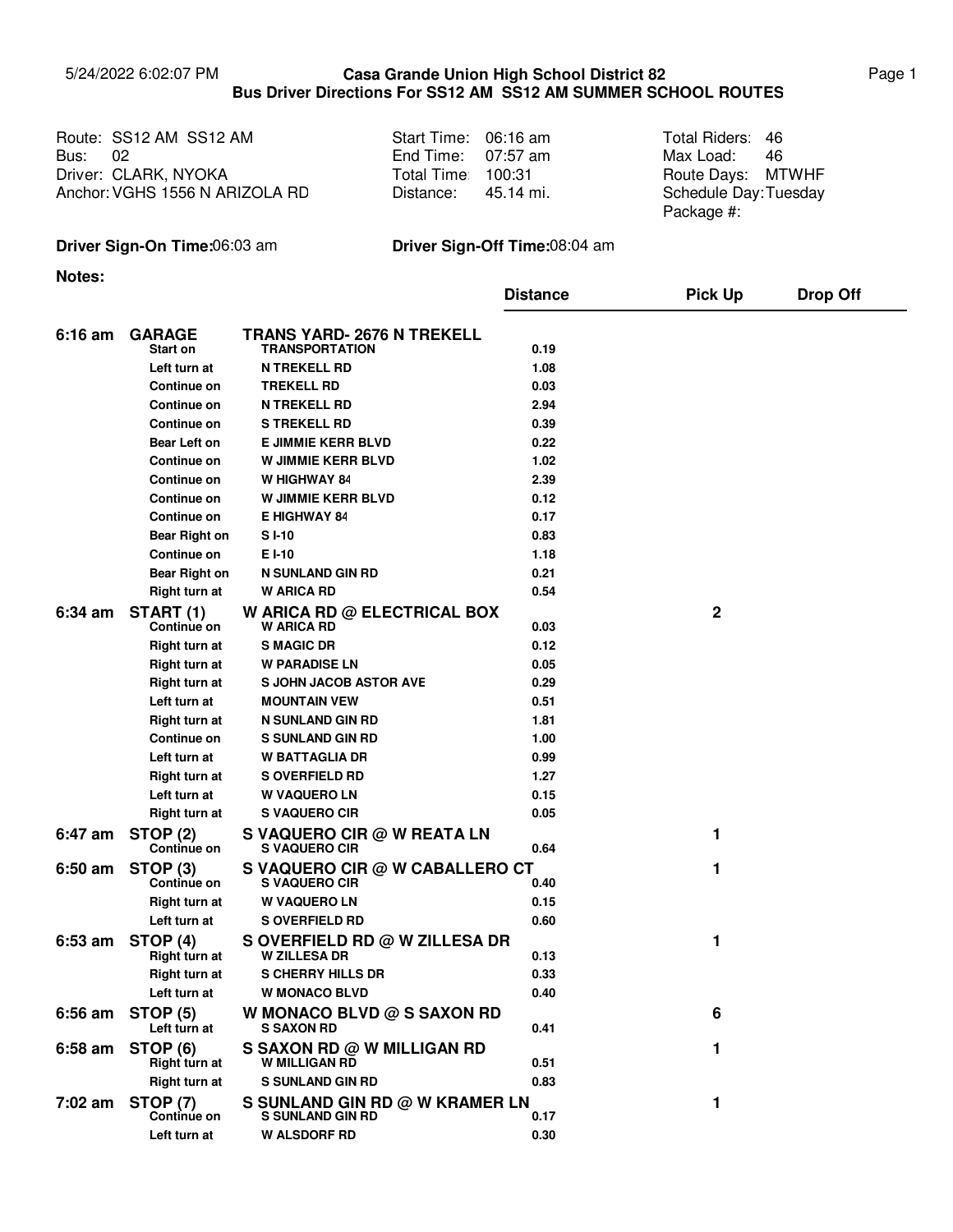5/24/2022 6:02:07 PM

**Casa Grande Union High School District 82**
**Bus Driver Directions For SS12 AM SS12 AM SUMMER SCHOOL ROUTES**

| | | |
|---|---|---|
| Route: SS12 AM SS12 AM | Start Time: 06:16 am | Total Riders: 46 |
| Bus: 02 | End Time: 07:57 am | Max Load: 46 |
| Driver: CLARK, NYOKA | Total Time: 100:31 | Route Days: MTWHF |
| Anchor: VGHS 1556 N ARIZOLA RD | Distance: 45.14 mi. | Schedule Day: Tuesday |
| | | Package #: |

**Driver Sign-On Time:** 06:03 am **Driver Sign-Off Time:** 08:04 am

**Notes:**

| Time | Stop / Direction | Location | Distance | Pick Up | Drop Off |
|---|---|---|---|---|---|
| **6:16 am** | **GARAGE** | **TRANS YARD- 2676 N TREKELL** | | | |
| | Start on | TRANSPORTATION | 0.19 | | |
| | Left turn at | N TREKELL RD | 1.08 | | |
| | Continue on | TREKELL RD | 0.03 | | |
| | Continue on | N TREKELL RD | 2.94 | | |
| | Continue on | S TREKELL RD | 0.39 | | |
| | Bear Left on | E JIMMIE KERR BLVD | 0.22 | | |
| | Continue on | W JIMMIE KERR BLVD | 1.02 | | |
| | Continue on | W HIGHWAY 84 | 2.39 | | |
| | Continue on | W JIMMIE KERR BLVD | 0.12 | | |
| | Continue on | E HIGHWAY 84 | 0.17 | | |
| | Bear Right on | S I-10 | 0.83 | | |
| | Continue on | E I-10 | 1.18 | | |
| | Bear Right on | N SUNLAND GIN RD | 0.21 | | |
| | Right turn at | W ARICA RD | 0.54 | | |
| **6:34 am** | **START (1)** | **W ARICA RD @ ELECTRICAL BOX** | | 2 | |
| | Continue on | W ARICA RD | 0.03 | | |
| | Right turn at | S MAGIC DR | 0.12 | | |
| | Right turn at | W PARADISE LN | 0.05 | | |
| | Right turn at | S JOHN JACOB ASTOR AVE | 0.29 | | |
| | Left turn at | MOUNTAIN VEW | 0.51 | | |
| | Right turn at | N SUNLAND GIN RD | 1.81 | | |
| | Continue on | S SUNLAND GIN RD | 1.00 | | |
| | Left turn at | W BATTAGLIA DR | 0.99 | | |
| | Right turn at | S OVERFIELD RD | 1.27 | | |
| | Left turn at | W VAQUERO LN | 0.15 | | |
| | Right turn at | S VAQUERO CIR | 0.05 | | |
| **6:47 am** | **STOP (2)** | **S VAQUERO CIR @ W REATA LN** | | 1 | |
| | Continue on | S VAQUERO CIR | 0.64 | | |
| **6:50 am** | **STOP (3)** | **S VAQUERO CIR @ W CABALLERO CT** | | 1 | |
| | Continue on | S VAQUERO CIR | 0.40 | | |
| | Right turn at | W VAQUERO LN | 0.15 | | |
| | Left turn at | S OVERFIELD RD | 0.60 | | |
| **6:53 am** | **STOP (4)** | **S OVERFIELD RD @ W ZILLESA DR** | | 1 | |
| | Right turn at | W ZILLESA DR | 0.13 | | |
| | Right turn at | S CHERRY HILLS DR | 0.33 | | |
| | Left turn at | W MONACO BLVD | 0.40 | | |
| **6:56 am** | **STOP (5)** | **W MONACO BLVD @ S SAXON RD** | | 6 | |
| | Left turn at | S SAXON RD | 0.41 | | |
| **6:58 am** | **STOP (6)** | **S SAXON RD @ W MILLIGAN RD** | | 1 | |
| | Right turn at | W MILLIGAN RD | 0.51 | | |
| | Right turn at | S SUNLAND GIN RD | 0.83 | | |
| **7:02 am** | **STOP (7)** | **S SUNLAND GIN RD @ W KRAMER LN** | | 1 | |
| | Continue on | S SUNLAND GIN RD | 0.17 | | |
| | Left turn at | W ALSDORF RD | 0.30 | | |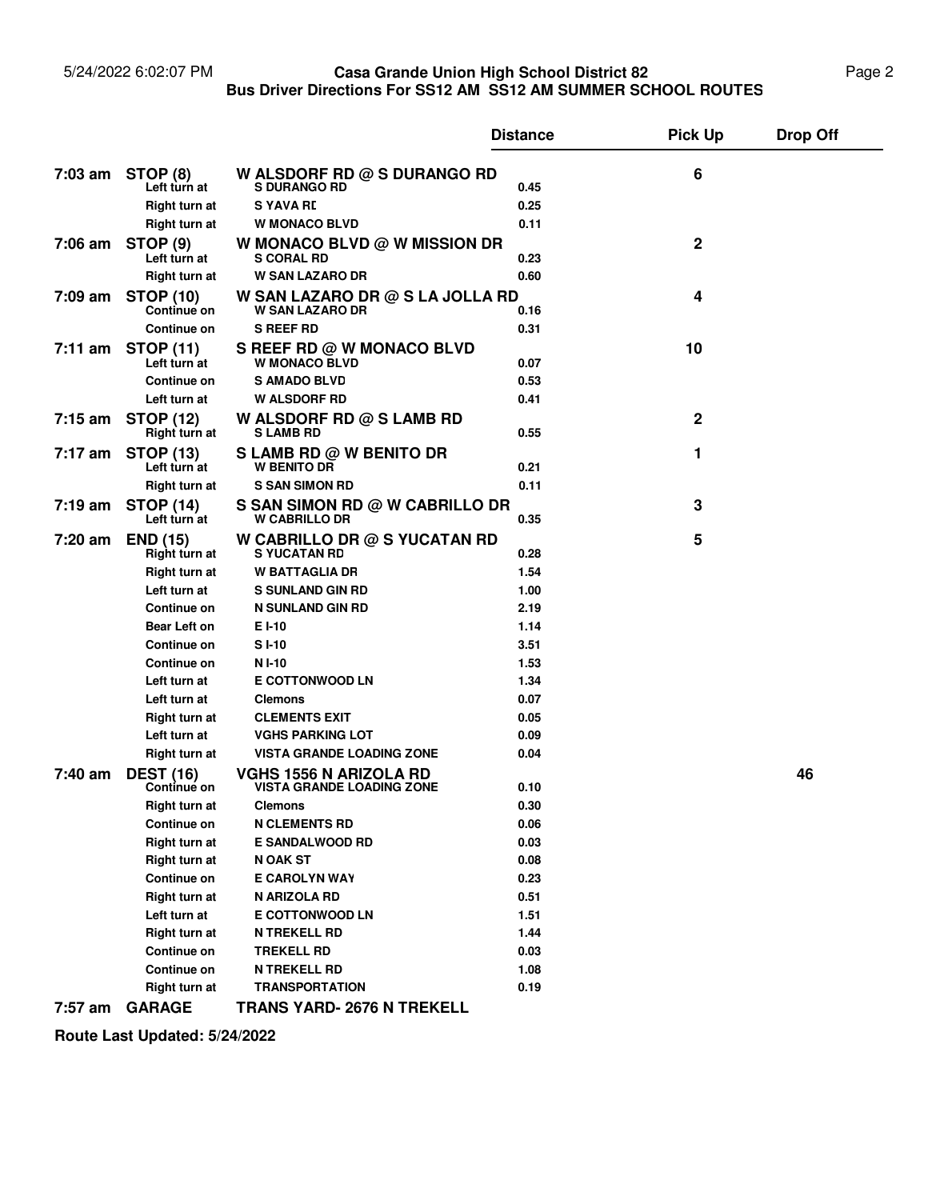**Casa Grande Union High School District 82**
**Bus Driver Directions For SS12 AM SS12 AM SUMMER SCHOOL ROUTES**

| | | | Distance | Pick Up | Drop Off |
|---|---|---|---|---|---|
| 7:03 am | **STOP (8)** | **W ALSDORF RD @ S DURANGO RD** | | 6 | |
| | Left turn at | S DURANGO RD | 0.45 | | |
| | Right turn at | S YAVA RD | 0.25 | | |
| | Right turn at | W MONACO BLVD | 0.11 | | |
| 7:06 am | **STOP (9)** | **W MONACO BLVD @ W MISSION DR** | | 2 | |
| | Left turn at | S CORAL RD | 0.23 | | |
| | Right turn at | W SAN LAZARO DR | 0.60 | | |
| 7:09 am | **STOP (10)** | **W SAN LAZARO DR @ S LA JOLLA RD** | | 4 | |
| | Continue on | W SAN LAZARO DR | 0.16 | | |
| | Continue on | S REEF RD | 0.31 | | |
| 7:11 am | **STOP (11)** | **S REEF RD @ W MONACO BLVD** | | 10 | |
| | Left turn at | W MONACO BLVD | 0.07 | | |
| | Continue on | S AMADO BLVD | 0.53 | | |
| | Left turn at | W ALSDORF RD | 0.41 | | |
| 7:15 am | **STOP (12)** | **W ALSDORF RD @ S LAMB RD** | | 2 | |
| | Right turn at | S LAMB RD | 0.55 | | |
| 7:17 am | **STOP (13)** | **S LAMB RD @ W BENITO DR** | | 1 | |
| | Left turn at | W BENITO DR | 0.21 | | |
| | Right turn at | S SAN SIMON RD | 0.11 | | |
| 7:19 am | **STOP (14)** | **S SAN SIMON RD @ W CABRILLO DR** | | 3 | |
| | Left turn at | W CABRILLO DR | 0.35 | | |
| 7:20 am | **END (15)** | **W CABRILLO DR @ S YUCATAN RD** | | 5 | |
| | Right turn at | S YUCATAN RD | 0.28 | | |
| | Right turn at | W BATTAGLIA DR | 1.54 | | |
| | Left turn at | S SUNLAND GIN RD | 1.00 | | |
| | Continue on | N SUNLAND GIN RD | 2.19 | | |
| | Bear Left on | E I-10 | 1.14 | | |
| | Continue on | S I-10 | 3.51 | | |
| | Continue on | N I-10 | 1.53 | | |
| | Left turn at | E COTTONWOOD LN | 1.34 | | |
| | Left turn at | Clemons | 0.07 | | |
| | Right turn at | CLEMENTS EXIT | 0.05 | | |
| | Left turn at | VGHS PARKING LOT | 0.09 | | |
| | Right turn at | VISTA GRANDE LOADING ZONE | 0.04 | | |
| 7:40 am | **DEST (16)** | **VGHS 1556 N ARIZOLA RD** | | | 46 |
| | Continue on | VISTA GRANDE LOADING ZONE | 0.10 | | |
| | Right turn at | Clemons | 0.30 | | |
| | Continue on | N CLEMENTS RD | 0.06 | | |
| | Right turn at | E SANDALWOOD RD | 0.03 | | |
| | Right turn at | N OAK ST | 0.08 | | |
| | Continue on | E CAROLYN WAY | 0.23 | | |
| | Right turn at | N ARIZOLA RD | 0.51 | | |
| | Left turn at | E COTTONWOOD LN | 1.51 | | |
| | Right turn at | N TREKELL RD | 1.44 | | |
| | Continue on | TREKELL RD | 0.03 | | |
| | Continue on | N TREKELL RD | 1.08 | | |
| | Right turn at | TRANSPORTATION | 0.19 | | |
| 7:57 am | **GARAGE** | **TRANS YARD- 2676 N TREKELL** | | | |

**Route Last Updated: 5/24/2022**